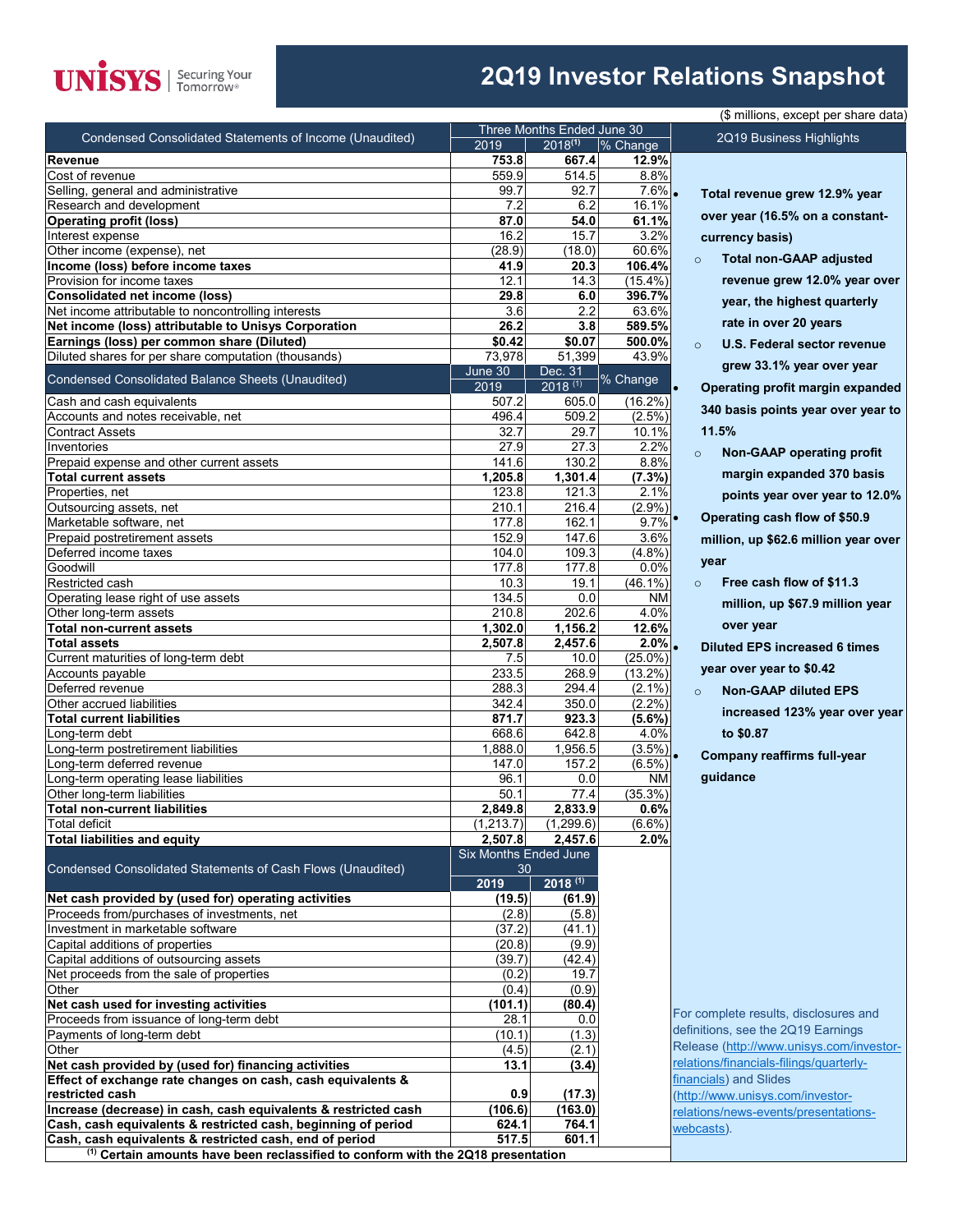# UNISYS | Securing Your Tomorrow®

# 2Q19 Investor Relations Snapshot

($ millions, except per share data)

| Condensed Consolidated Statements of Income (Unaudited) | Three Months Ended June 30 | | |
|---|---|---|---|
| | 2019 | 2018[1] | % Change |
| **Revenue** | **753.8** | **667.4** | **12.9%** |
| Cost of revenue | 559.9 | 514.5 | 8.8% |
| Selling, general and administrative | 99.7 | 92.7 | 7.6% |
| Research and development | 7.2 | 6.2 | 16.1% |
| **Operating profit (loss)** | **87.0** | **54.0** | **61.1%** |
| Interest expense | 16.2 | 15.7 | 3.2% |
| Other income (expense), net | (28.9) | (18.0) | 60.6% |
| **Income (loss) before income taxes** | **41.9** | **20.3** | **106.4%** |
| Provision for income taxes | 12.1 | 14.3 | (15.4%) |
| **Consolidated net income (loss)** | **29.8** | **6.0** | **396.7%** |
| Net income attributable to noncontrolling interests | 3.6 | 2.2 | 63.6% |
| **Net income (loss) attributable to Unisys Corporation** | **26.2** | **3.8** | **589.5%** |
| **Earnings (loss) per common share (Diluted)** | **$0.42** | **$0.07** | **500.0%** |
| Diluted shares for per share computation (thousands) | 73,978 | 51,399 | 43.9% |

| Condensed Consolidated Balance Sheets (Unaudited) | June 30 2019 | Dec. 31 2018[1] | % Change |
|---|---|---|---|
| Cash and cash equivalents | 507.2 | 605.0 | (16.2%) |
| Accounts and notes receivable, net | 496.4 | 509.2 | (2.5%) |
| Contract Assets | 32.7 | 29.7 | 10.1% |
| Inventories | 27.9 | 27.3 | 2.2% |
| Prepaid expense and other current assets | 141.6 | 130.2 | 8.8% |
| **Total current assets** | **1,205.8** | **1,301.4** | **(7.3%)** |
| Properties, net | 123.8 | 121.3 | 2.1% |
| Outsourcing assets, net | 210.1 | 216.4 | (2.9%) |
| Marketable software, net | 177.8 | 162.1 | 9.7% |
| Prepaid postretirement assets | 152.9 | 147.6 | 3.6% |
| Deferred income taxes | 104.0 | 109.3 | (4.8%) |
| Goodwill | 177.8 | 177.8 | 0.0% |
| Restricted cash | 10.3 | 19.1 | (46.1%) |
| Operating lease right of use assets | 134.5 | 0.0 | NM |
| Other long-term assets | 210.8 | 202.6 | 4.0% |
| **Total non-current assets** | **1,302.0** | **1,156.2** | **12.6%** |
| **Total assets** | **2,507.8** | **2,457.6** | **2.0%** |
| Current maturities of long-term debt | 7.5 | 10.0 | (25.0%) |
| Accounts payable | 233.5 | 268.9 | (13.2%) |
| Deferred revenue | 288.3 | 294.4 | (2.1%) |
| Other accrued liabilities | 342.4 | 350.0 | (2.2%) |
| **Total current liabilities** | **871.7** | **923.3** | **(5.6%)** |
| Long-term debt | 668.6 | 642.8 | 4.0% |
| Long-term postretirement liabilities | 1,888.0 | 1,956.5 | (3.5%) |
| Long-term deferred revenue | 147.0 | 157.2 | (6.5%) |
| Long-term operating lease liabilities | 96.1 | 0.0 | NM |
| Other long-term liabilities | 50.1 | 77.4 | (35.3%) |
| **Total non-current liabilities** | **2,849.8** | **2,833.9** | **0.6%** |
| Total deficit | (1,213.7) | (1,299.6) | (6.6%) |
| **Total liabilities and equity** | **2,507.8** | **2,457.6** | **2.0%** |

| Condensed Consolidated Statements of Cash Flows (Unaudited) | Six Months Ended June 30 | |
|---|---|---|
| | **2019** | **2018[1]** |
| **Net cash provided by (used for) operating activities** | **(19.5)** | **(61.9)** |
| Proceeds from/purchases of investments, net | (2.8) | (5.8) |
| Investment in marketable software | (37.2) | (41.1) |
| Capital additions of properties | (20.8) | (9.9) |
| Capital additions of outsourcing assets | (39.7) | (42.4) |
| Net proceeds from the sale of properties | (0.2) | 19.7 |
| Other | (0.4) | (0.9) |
| **Net cash used for investing activities** | **(101.1)** | **(80.4)** |
| Proceeds from issuance of long-term debt | 28.1 | 0.0 |
| Payments of long-term debt | (10.1) | (1.3) |
| Other | (4.5) | (2.1) |
| **Net cash provided by (used for) financing activities** | **13.1** | **(3.4)** |
| **Effect of exchange rate changes on cash, cash equivalents & restricted cash** | **0.9** | **(17.3)** |
| **Increase (decrease) in cash, cash equivalents & restricted cash** | **(106.6)** | **(163.0)** |
| **Cash, cash equivalents & restricted cash, beginning of period** | **624.1** | **764.1** |
| **Cash, cash equivalents & restricted cash, end of period** | **517.5** | **601.1** |

**[1] Certain amounts have been reclassified to conform with the 2Q18 presentation**

## 2Q19 Business Highlights

- **Total revenue grew 12.9% year over year (16.5% on a constant-currency basis)**
  - **Total non-GAAP adjusted revenue grew 12.0% year over year, the highest quarterly rate in over 20 years**
  - **U.S. Federal sector revenue grew 33.1% year over year**
- **Operating profit margin expanded 340 basis points year over year to 11.5%**
  - **Non-GAAP operating profit margin expanded 370 basis points year over year to 12.0%**
- **Operating cash flow of $50.9 million, up $62.6 million year over year**
  - **Free cash flow of $11.3 million, up $67.9 million year over year**
- **Diluted EPS increased 6 times year over year to $0.42**
  - **Non-GAAP diluted EPS increased 123% year over year to $0.87**
- **Company reaffirms full-year guidance**

For complete results, disclosures and definitions, see the 2Q19 Earnings Release (http://www.unisys.com/investor-relations/financials-filings/quarterly-financials) and Slides (http://www.unisys.com/investor-relations/news-events/presentations-webcasts).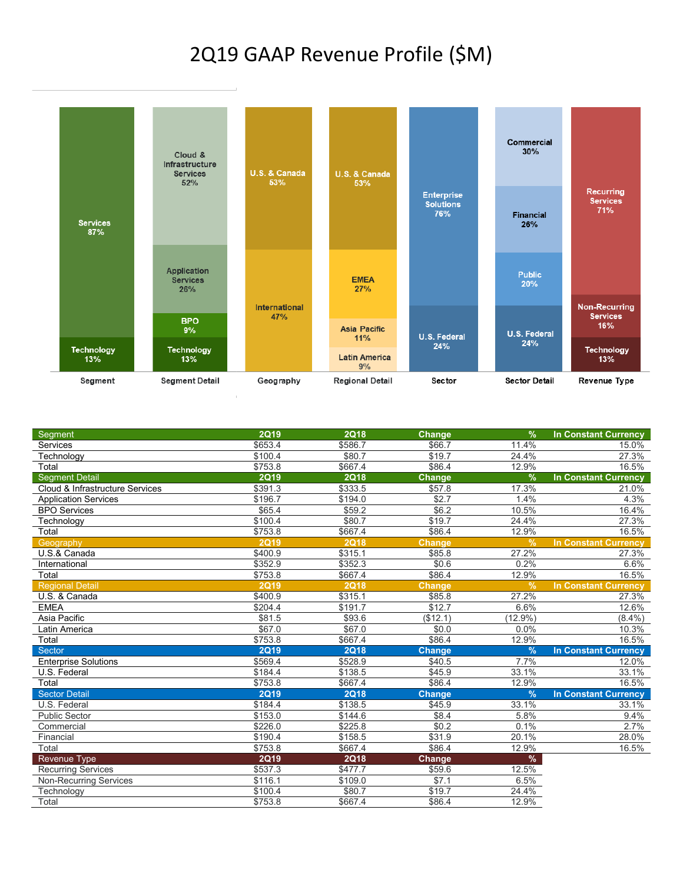# 2Q19 GAAP Revenue Profile ($M)

| Segment | | | | | |
|---|---|---|---|---|---|
| **Segment** | **2Q19** | **2Q18** | **Change** | **%** | **In Constant Currency** |
| Services | $653.4 | $586.7 | $66.7 | 11.4% | 15.0% |
| Technology | $100.4 | $80.7 | $19.7 | 24.4% | 27.3% |
| Total | $753.8 | $667.4 | $86.4 | 12.9% | 16.5% |
| **Segment Detail** | **2Q19** | **2Q18** | **Change** | **%** | **In Constant Currency** |
| Cloud & Infrastructure Services | $391.3 | $333.5 | $57.8 | 17.3% | 21.0% |
| Application Services | $196.7 | $194.0 | $2.7 | 1.4% | 4.3% |
| BPO Services | $65.4 | $59.2 | $6.2 | 10.5% | 16.4% |
| Technology | $100.4 | $80.7 | $19.7 | 24.4% | 27.3% |
| Total | $753.8 | $667.4 | $86.4 | 12.9% | 16.5% |
| **Geography** | **2Q19** | **2Q18** | **Change** | **%** | **In Constant Currency** |
| U.S.& Canada | $400.9 | $315.1 | $85.8 | 27.2% | 27.3% |
| International | $352.9 | $352.3 | $0.6 | 0.2% | 6.6% |
| Total | $753.8 | $667.4 | $86.4 | 12.9% | 16.5% |
| **Regional Detail** | **2Q19** | **2Q18** | **Change** | **%** | **In Constant Currency** |
| U.S. & Canada | $400.9 | $315.1 | $85.8 | 27.2% | 27.3% |
| EMEA | $204.4 | $191.7 | $12.7 | 6.6% | 12.6% |
| Asia Pacific | $81.5 | $93.6 | ($12.1) | (12.9%) | (8.4%) |
| Latin America | $67.0 | $67.0 | $0.0 | 0.0% | 10.3% |
| Total | $753.8 | $667.4 | $86.4 | 12.9% | 16.5% |
| **Sector** | **2Q19** | **2Q18** | **Change** | **%** | **In Constant Currency** |
| Enterprise Solutions | $569.4 | $528.9 | $40.5 | 7.7% | 12.0% |
| U.S. Federal | $184.4 | $138.5 | $45.9 | 33.1% | 33.1% |
| Total | $753.8 | $667.4 | $86.4 | 12.9% | 16.5% |
| **Sector Detail** | **2Q19** | **2Q18** | **Change** | **%** | **In Constant Currency** |
| U.S. Federal | $184.4 | $138.5 | $45.9 | 33.1% | 33.1% |
| Public Sector | $153.0 | $144.6 | $8.4 | 5.8% | 9.4% |
| Commercial | $226.0 | $225.8 | $0.2 | 0.1% | 2.7% |
| Financial | $190.4 | $158.5 | $31.9 | 20.1% | 28.0% |
| Total | $753.8 | $667.4 | $86.4 | 12.9% | 16.5% |
| **Revenue Type** | **2Q19** | **2Q18** | **Change** | **%** | |
| Recurring Services | $537.3 | $477.7 | $59.6 | 12.5% | |
| Non-Recurring Services | $116.1 | $109.0 | $7.1 | 6.5% | |
| Technology | $100.4 | $80.7 | $19.7 | 24.4% | |
| Total | $753.8 | $667.4 | $86.4 | 12.9% | |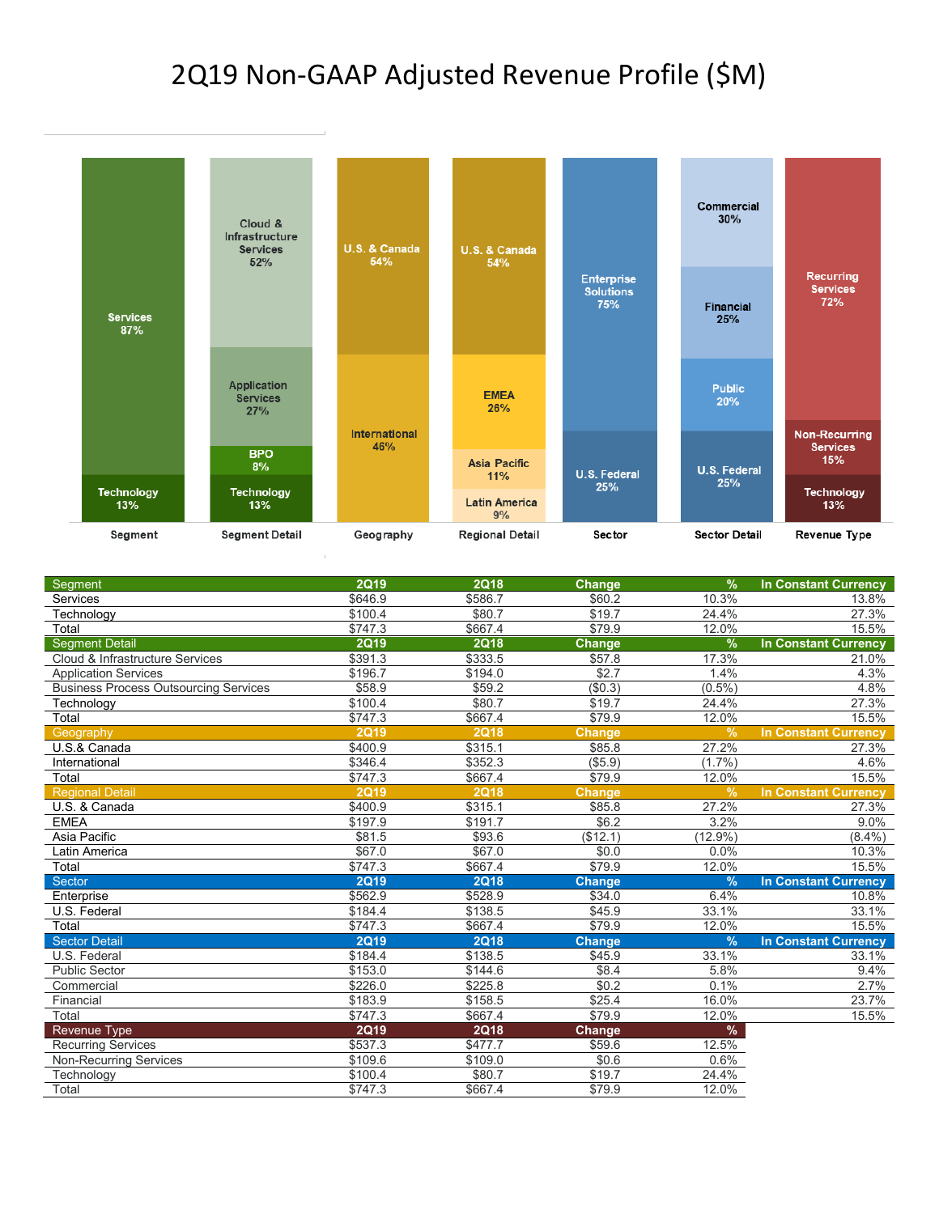# 2Q19 Non-GAAP Adjusted Revenue Profile ($M)

| Segment | Segment Detail | Geography | Regional Detail | Sector | Sector Detail | Revenue Type |
|---|---|---|---|---|---|---|
| Services 87% | Cloud & Infrastructure Services 52% | U.S. & Canada 54% | U.S. & Canada 54% | Enterprise Solutions 75% | Commercial 30% | Recurring Services 72% |
| Technology 13% | Application Services 27% | International 46% | EMEA 26% | U.S. Federal 25% | Financial 25% | Non-Recurring Services 15% |
| | BPO 8% | | Asia Pacific 11% | | Public 20% | Technology 13% |
| | Technology 13% | | Latin America 9% | | U.S. Federal 25% | |

| Segment | 2Q19 | 2Q18 | Change | % | In Constant Currency |
|---|---|---|---|---|---|
| Services | $646.9 | $586.7 | $60.2 | 10.3% | 13.8% |
| Technology | $100.4 | $80.7 | $19.7 | 24.4% | 27.3% |
| Total | $747.3 | $667.4 | $79.9 | 12.0% | 15.5% |
| **Segment Detail** | **2Q19** | **2Q18** | **Change** | **%** | **In Constant Currency** |
| Cloud & Infrastructure Services | $391.3 | $333.5 | $57.8 | 17.3% | 21.0% |
| Application Services | $196.7 | $194.0 | $2.7 | 1.4% | 4.3% |
| Business Process Outsourcing Services | $58.9 | $59.2 | ($0.3) | (0.5%) | 4.8% |
| Technology | $100.4 | $80.7 | $19.7 | 24.4% | 27.3% |
| Total | $747.3 | $667.4 | $79.9 | 12.0% | 15.5% |
| **Geography** | **2Q19** | **2Q18** | **Change** | **%** | **In Constant Currency** |
| U.S.& Canada | $400.9 | $315.1 | $85.8 | 27.2% | 27.3% |
| International | $346.4 | $352.3 | ($5.9) | (1.7%) | 4.6% |
| Total | $747.3 | $667.4 | $79.9 | 12.0% | 15.5% |
| **Regional Detail** | **2Q19** | **2Q18** | **Change** | **%** | **In Constant Currency** |
| U.S. & Canada | $400.9 | $315.1 | $85.8 | 27.2% | 27.3% |
| EMEA | $197.9 | $191.7 | $6.2 | 3.2% | 9.0% |
| Asia Pacific | $81.5 | $93.6 | ($12.1) | (12.9%) | (8.4%) |
| Latin America | $67.0 | $67.0 | $0.0 | 0.0% | 10.3% |
| Total | $747.3 | $667.4 | $79.9 | 12.0% | 15.5% |
| **Sector** | **2Q19** | **2Q18** | **Change** | **%** | **In Constant Currency** |
| Enterprise | $562.9 | $528.9 | $34.0 | 6.4% | 10.8% |
| U.S. Federal | $184.4 | $138.5 | $45.9 | 33.1% | 33.1% |
| Total | $747.3 | $667.4 | $79.9 | 12.0% | 15.5% |
| **Sector Detail** | **2Q19** | **2Q18** | **Change** | **%** | **In Constant Currency** |
| U.S. Federal | $184.4 | $138.5 | $45.9 | 33.1% | 33.1% |
| Public Sector | $153.0 | $144.6 | $8.4 | 5.8% | 9.4% |
| Commercial | $226.0 | $225.8 | $0.2 | 0.1% | 2.7% |
| Financial | $183.9 | $158.5 | $25.4 | 16.0% | 23.7% |
| Total | $747.3 | $667.4 | $79.9 | 12.0% | 15.5% |
| **Revenue Type** | **2Q19** | **2Q18** | **Change** | **%** | |
| Recurring Services | $537.3 | $477.7 | $59.6 | 12.5% | |
| Non-Recurring Services | $109.6 | $109.0 | $0.6 | 0.6% | |
| Technology | $100.4 | $80.7 | $19.7 | 24.4% | |
| Total | $747.3 | $667.4 | $79.9 | 12.0% | |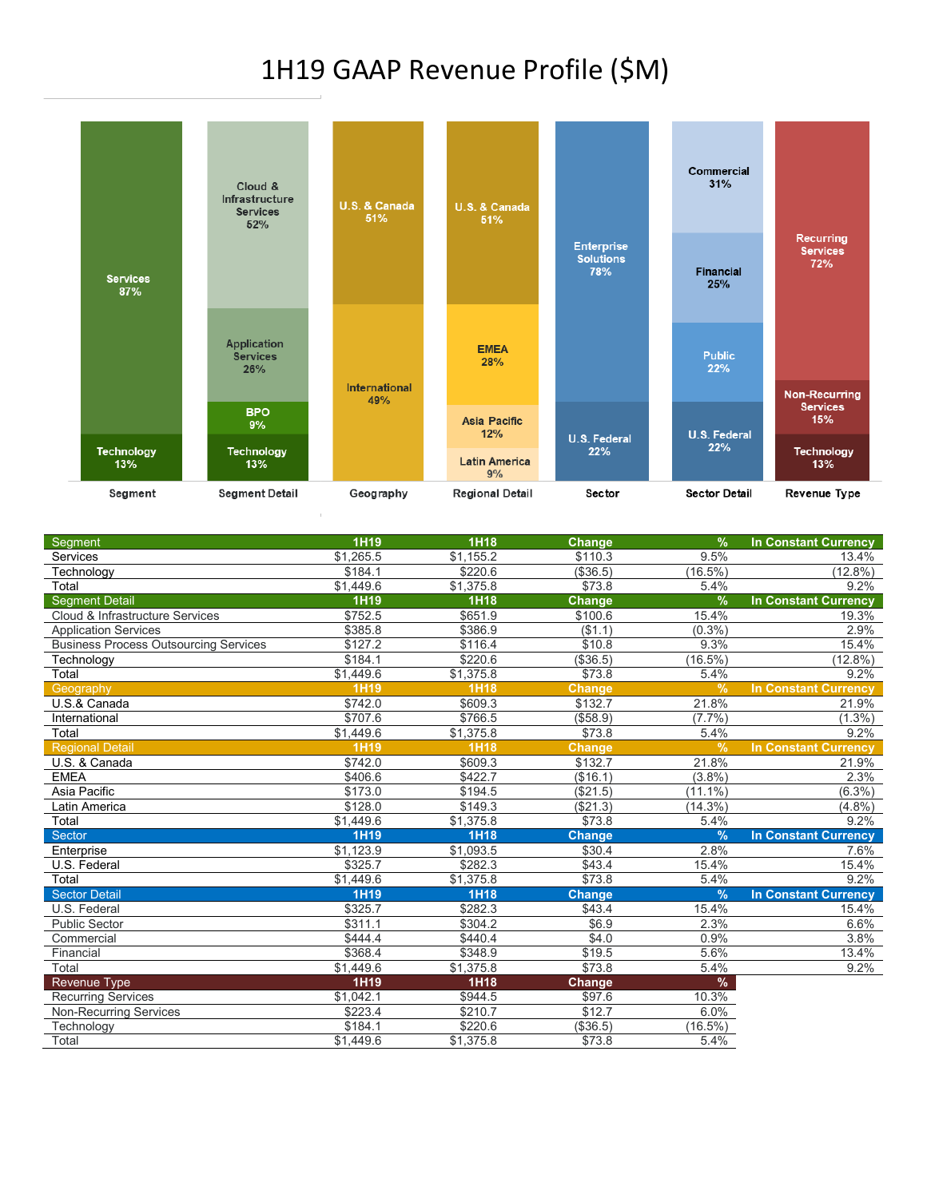# 1H19 GAAP Revenue Profile ($M)

Segment: Services 87%, Technology 13%

Segment Detail: Cloud & Infrastructure Services 52%, Application Services 26%, BPO 9%, Technology 13%

Geography: U.S. & Canada 51%, International 49%

Regional Detail: U.S. & Canada 51%, EMEA 28%, Asia Pacific 12%, Latin America 9%

Sector: Enterprise Solutions 78%, U.S. Federal 22%

Sector Detail: Commercial 31%, Financial 25%, Public 22%, U.S. Federal 22%

Revenue Type: Recurring Services 72%, Non-Recurring Services 15%, Technology 13%

| Segment | 1H19 | 1H18 | Change | % | In Constant Currency |
|---|---|---|---|---|---|
| Services | $1,265.5 | $1,155.2 | $110.3 | 9.5% | 13.4% |
| Technology | $184.1 | $220.6 | ($36.5) | (16.5%) | (12.8%) |
| Total | $1,449.6 | $1,375.8 | $73.8 | 5.4% | 9.2% |
| **Segment Detail** | **1H19** | **1H18** | **Change** | **%** | **In Constant Currency** |
| Cloud & Infrastructure Services | $752.5 | $651.9 | $100.6 | 15.4% | 19.3% |
| Application Services | $385.8 | $386.9 | ($1.1) | (0.3%) | 2.9% |
| Business Process Outsourcing Services | $127.2 | $116.4 | $10.8 | 9.3% | 15.4% |
| Technology | $184.1 | $220.6 | ($36.5) | (16.5%) | (12.8%) |
| Total | $1,449.6 | $1,375.8 | $73.8 | 5.4% | 9.2% |
| **Geography** | **1H19** | **1H18** | **Change** | **%** | **In Constant Currency** |
| U.S.& Canada | $742.0 | $609.3 | $132.7 | 21.8% | 21.9% |
| International | $707.6 | $766.5 | ($58.9) | (7.7%) | (1.3%) |
| Total | $1,449.6 | $1,375.8 | $73.8 | 5.4% | 9.2% |
| **Regional Detail** | **1H19** | **1H18** | **Change** | **%** | **In Constant Currency** |
| U.S. & Canada | $742.0 | $609.3 | $132.7 | 21.8% | 21.9% |
| EMEA | $406.6 | $422.7 | ($16.1) | (3.8%) | 2.3% |
| Asia Pacific | $173.0 | $194.5 | ($21.5) | (11.1%) | (6.3%) |
| Latin America | $128.0 | $149.3 | ($21.3) | (14.3%) | (4.8%) |
| Total | $1,449.6 | $1,375.8 | $73.8 | 5.4% | 9.2% |
| **Sector** | **1H19** | **1H18** | **Change** | **%** | **In Constant Currency** |
| Enterprise | $1,123.9 | $1,093.5 | $30.4 | 2.8% | 7.6% |
| U.S. Federal | $325.7 | $282.3 | $43.4 | 15.4% | 15.4% |
| Total | $1,449.6 | $1,375.8 | $73.8 | 5.4% | 9.2% |
| **Sector Detail** | **1H19** | **1H18** | **Change** | **%** | **In Constant Currency** |
| U.S. Federal | $325.7 | $282.3 | $43.4 | 15.4% | 15.4% |
| Public Sector | $311.1 | $304.2 | $6.9 | 2.3% | 6.6% |
| Commercial | $444.4 | $440.4 | $4.0 | 0.9% | 3.8% |
| Financial | $368.4 | $348.9 | $19.5 | 5.6% | 13.4% |
| Total | $1,449.6 | $1,375.8 | $73.8 | 5.4% | 9.2% |

| Revenue Type | 1H19 | 1H18 | Change | % |
|---|---|---|---|---|
| Recurring Services | $1,042.1 | $944.5 | $97.6 | 10.3% |
| Non-Recurring Services | $223.4 | $210.7 | $12.7 | 6.0% |
| Technology | $184.1 | $220.6 | ($36.5) | (16.5%) |
| Total | $1,449.6 | $1,375.8 | $73.8 | 5.4% |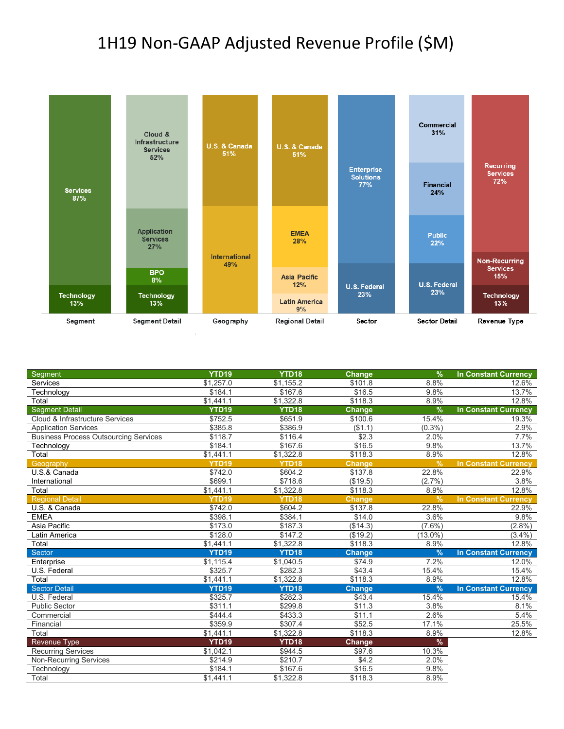# 1H19 Non-GAAP Adjusted Revenue Profile ($M)

Services
87%

Technology
13%

Segment

Cloud & Infrastructure Services
52%

Application Services
27%

BPO
8%

Technology
13%

Segment Detail

U.S. & Canada
51%

International
49%

Geography

U.S. & Canada
51%

EMEA
28%

Asia Pacific
12%

Latin America
9%

Regional Detail

Enterprise Solutions
77%

U.S. Federal
23%

Sector

Commercial
31%

Financial
24%

Public
22%

U.S. Federal
23%

Sector Detail

Recurring Services
72%

Non-Recurring Services
15%

Technology
13%

Revenue Type

| Segment | YTD19 | YTD18 | Change | % | In Constant Currency |
|---|---|---|---|---|---|
| Services | $1,257.0 | $1,155.2 | $101.8 | 8.8% | 12.6% |
| Technology | $184.1 | $167.6 | $16.5 | 9.8% | 13.7% |
| Total | $1,441.1 | $1,322.8 | $118.3 | 8.9% | 12.8% |
| **Segment Detail** | **YTD19** | **YTD18** | **Change** | **%** | **In Constant Currency** |
| Cloud & Infrastructure Services | $752.5 | $651.9 | $100.6 | 15.4% | 19.3% |
| Application Services | $385.8 | $386.9 | ($1.1) | (0.3%) | 2.9% |
| Business Process Outsourcing Services | $118.7 | $116.4 | $2.3 | 2.0% | 7.7% |
| Technology | $184.1 | $167.6 | $16.5 | 9.8% | 13.7% |
| Total | $1,441.1 | $1,322.8 | $118.3 | 8.9% | 12.8% |
| **Geography** | **YTD19** | **YTD18** | **Change** | **%** | **In Constant Currency** |
| U.S.& Canada | $742.0 | $604.2 | $137.8 | 22.8% | 22.9% |
| International | $699.1 | $718.6 | ($19.5) | (2.7%) | 3.8% |
| Total | $1,441.1 | $1,322.8 | $118.3 | 8.9% | 12.8% |
| **Regional Detail** | **YTD19** | **YTD18** | **Change** | **%** | **In Constant Currency** |
| U.S. & Canada | $742.0 | $604.2 | $137.8 | 22.8% | 22.9% |
| EMEA | $398.1 | $384.1 | $14.0 | 3.6% | 9.8% |
| Asia Pacific | $173.0 | $187.3 | ($14.3) | (7.6%) | (2.8%) |
| Latin America | $128.0 | $147.2 | ($19.2) | (13.0%) | (3.4%) |
| Total | $1,441.1 | $1,322.8 | $118.3 | 8.9% | 12.8% |
| **Sector** | **YTD19** | **YTD18** | **Change** | **%** | **In Constant Currency** |
| Enterprise | $1,115.4 | $1,040.5 | $74.9 | 7.2% | 12.0% |
| U.S. Federal | $325.7 | $282.3 | $43.4 | 15.4% | 15.4% |
| Total | $1,441.1 | $1,322.8 | $118.3 | 8.9% | 12.8% |
| **Sector Detail** | **YTD19** | **YTD18** | **Change** | **%** | **In Constant Currency** |
| U.S. Federal | $325.7 | $282.3 | $43.4 | 15.4% | 15.4% |
| Public Sector | $311.1 | $299.8 | $11.3 | 3.8% | 8.1% |
| Commercial | $444.4 | $433.3 | $11.1 | 2.6% | 5.4% |
| Financial | $359.9 | $307.4 | $52.5 | 17.1% | 25.5% |
| Total | $1,441.1 | $1,322.8 | $118.3 | 8.9% | 12.8% |

| Revenue Type | YTD19 | YTD18 | Change | % |
|---|---|---|---|---|
| Recurring Services | $1,042.1 | $944.5 | $97.6 | 10.3% |
| Non-Recurring Services | $214.9 | $210.7 | $4.2 | 2.0% |
| Technology | $184.1 | $167.6 | $16.5 | 9.8% |
| Total | $1,441.1 | $1,322.8 | $118.3 | 8.9% |